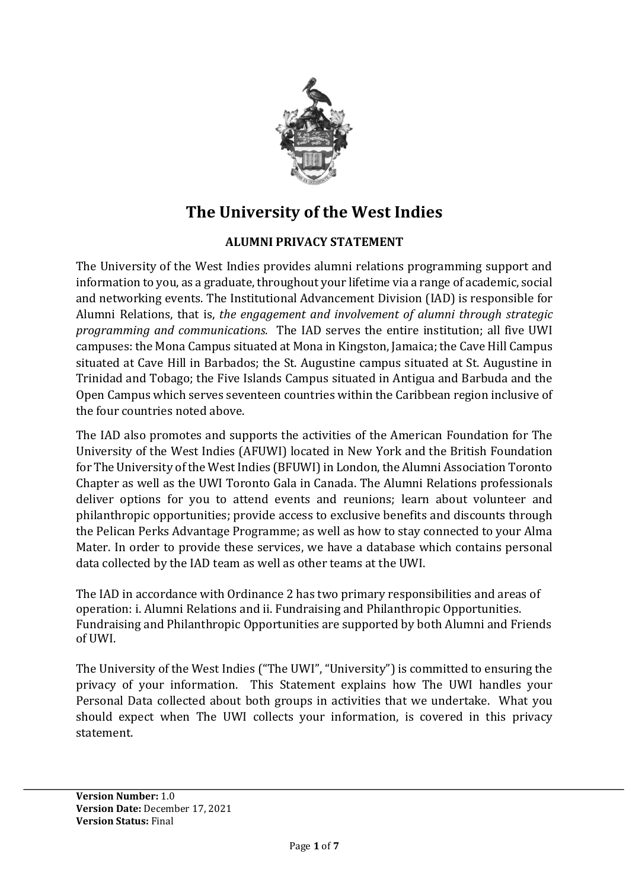# The University of the West Indies

## ALUMNI PRIVACY STATEMENT

The University of the West Indies provides alumni relations programming support and information to you, as a graduate, throughout your lifetime via a range of academic, social and networking events. The Institutional Advancement Division (IAD) is responsible for Alumni Relations, that is, *the engagement and involvement of alumni through strategic programming and communications.* The IAD serves the entire institution; all five UWI campuses: the Mona Campus situated at Mona in Kingston, Jamaica; the Cave Hill Campus situated at Cave Hill in Barbados; the St. Augustine campus situated at St. Augustine in Trinidad and Tobago; the Five Islands Campus situated in Antigua and Barbuda and the Open Campus which serves seventeen countries within the Caribbean region inclusive of the four countries noted above.

The IAD also promotes and supports the activities of the American Foundation for The University of the West Indies (AFUWI) located in New York and the British Foundation for The University of the West Indies (BFUWI) in London, the Alumni Association Toronto Chapter as well as the UWI Toronto Gala in Canada. The Alumni Relations professionals deliver options for you to attend events and reunions; learn about volunteer and philanthropic opportunities; provide access to exclusive benefits and discounts through the Pelican Perks Advantage Programme; as well as how to stay connected to your Alma Mater. In order to provide these services, we have a database which contains personal data collected by the IAD team as well as other teams at the UWI.

The IAD in accordance with Ordinance 2 has two primary responsibilities and areas of operation: i. Alumni Relations and ii. Fundraising and Philanthropic Opportunities. Fundraising and Philanthropic Opportunities are supported by both Alumni and Friends of UWI.

The University of the West Indies ("The UWI", "University") is committed to ensuring the privacy of your information. This Statement explains how The UWI handles your Personal Data collected about both groups in activities that we undertake. What you should expect when The UWI collects your information, is covered in this privacy statement.

**Version Number:** 1.0
**Version Date:** December 17, 2021
**Version Status:** Final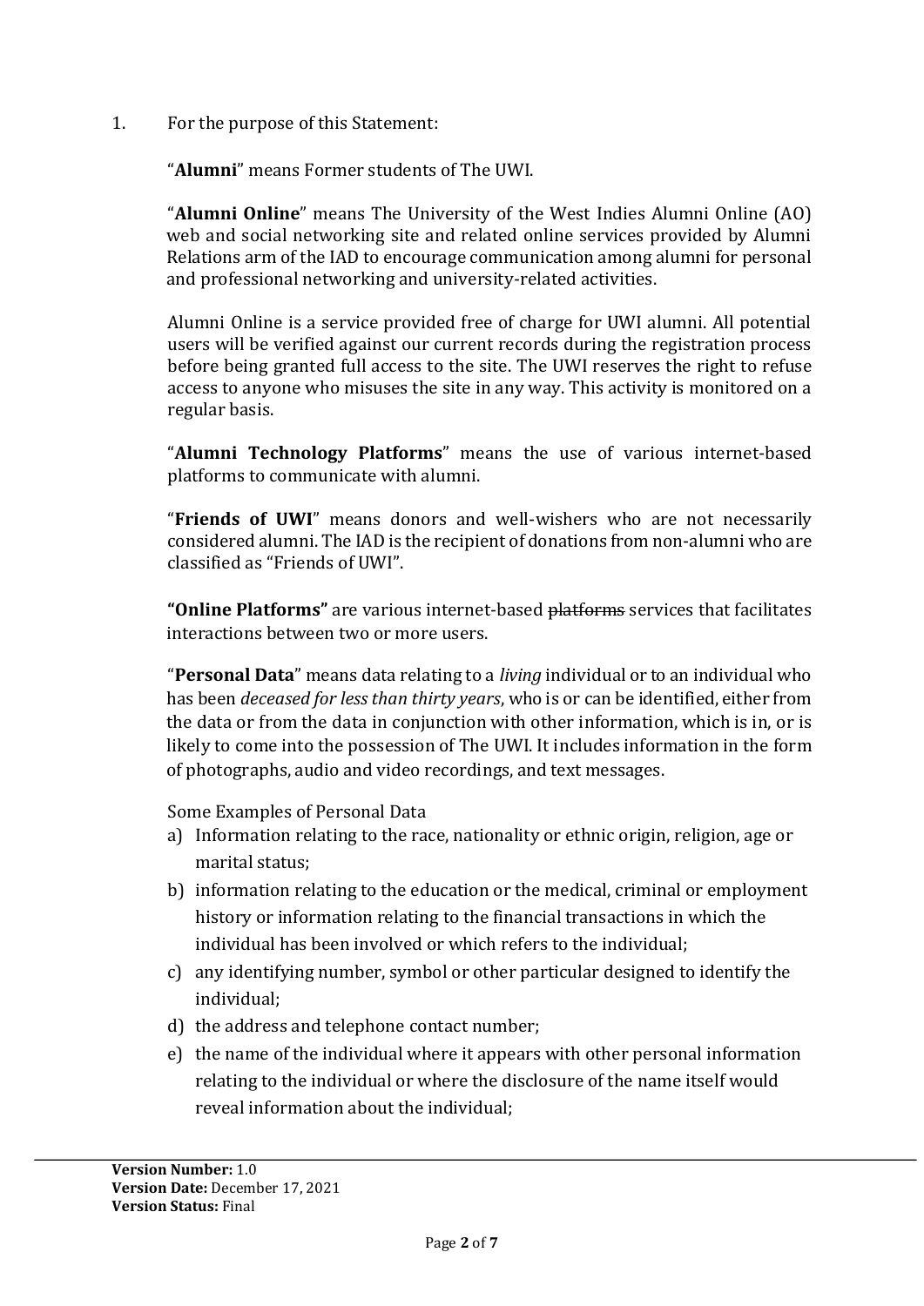1. For the purpose of this Statement:

   "**Alumni**" means Former students of The UWI.

   "**Alumni Online**" means The University of the West Indies Alumni Online (AO) web and social networking site and related online services provided by Alumni Relations arm of the IAD to encourage communication among alumni for personal and professional networking and university-related activities.

   Alumni Online is a service provided free of charge for UWI alumni. All potential users will be verified against our current records during the registration process before being granted full access to the site. The UWI reserves the right to refuse access to anyone who misuses the site in any way. This activity is monitored on a regular basis.

   "**Alumni Technology Platforms**" means the use of various internet-based platforms to communicate with alumni.

   "**Friends of UWI**" means donors and well-wishers who are not necessarily considered alumni. The IAD is the recipient of donations from non-alumni who are classified as "Friends of UWI".

   **"Online Platforms"** are various internet-based ~~platforms~~ services that facilitates interactions between two or more users.

   "**Personal Data**" means data relating to a *living* individual or to an individual who has been *deceased for less than thirty years*, who is or can be identified, either from the data or from the data in conjunction with other information, which is in, or is likely to come into the possession of The UWI. It includes information in the form of photographs, audio and video recordings, and text messages.

   Some Examples of Personal Data

   a) Information relating to the race, nationality or ethnic origin, religion, age or marital status;
   b) information relating to the education or the medical, criminal or employment history or information relating to the financial transactions in which the individual has been involved or which refers to the individual;
   c) any identifying number, symbol or other particular designed to identify the individual;
   d) the address and telephone contact number;
   e) the name of the individual where it appears with other personal information relating to the individual or where the disclosure of the name itself would reveal information about the individual;

**Version Number:** 1.0
**Version Date:** December 17, 2021
**Version Status:** Final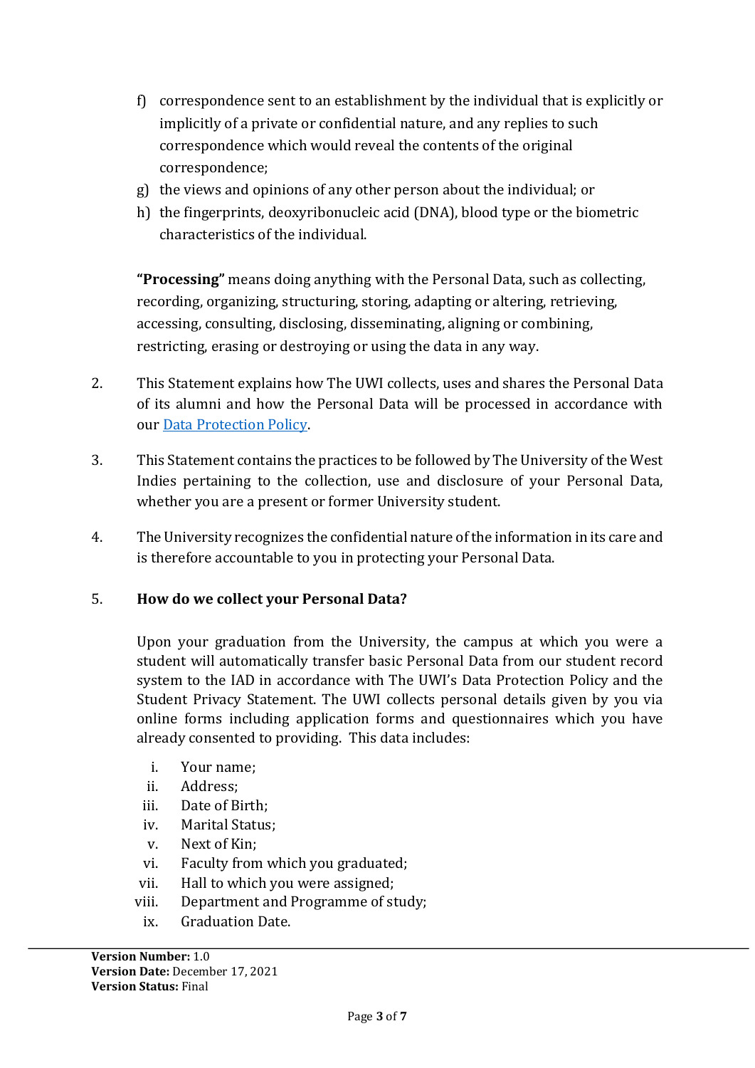f) correspondence sent to an establishment by the individual that is explicitly or implicitly of a private or confidential nature, and any replies to such correspondence which would reveal the contents of the original correspondence;
g) the views and opinions of any other person about the individual; or
h) the fingerprints, deoxyribonucleic acid (DNA), blood type or the biometric characteristics of the individual.

**"Processing"** means doing anything with the Personal Data, such as collecting, recording, organizing, structuring, storing, adapting or altering, retrieving, accessing, consulting, disclosing, disseminating, aligning or combining, restricting, erasing or destroying or using the data in any way.

2. This Statement explains how The UWI collects, uses and shares the Personal Data of its alumni and how the Personal Data will be processed in accordance with our Data Protection Policy.

3. This Statement contains the practices to be followed by The University of the West Indies pertaining to the collection, use and disclosure of your Personal Data, whether you are a present or former University student.

4. The University recognizes the confidential nature of the information in its care and is therefore accountable to you in protecting your Personal Data.

5. **How do we collect your Personal Data?**

Upon your graduation from the University, the campus at which you were a student will automatically transfer basic Personal Data from our student record system to the IAD in accordance with The UWI's Data Protection Policy and the Student Privacy Statement. The UWI collects personal details given by you via online forms including application forms and questionnaires which you have already consented to providing. This data includes:

i. Your name;
ii. Address;
iii. Date of Birth;
iv. Marital Status;
v. Next of Kin;
vi. Faculty from which you graduated;
vii. Hall to which you were assigned;
viii. Department and Programme of study;
ix. Graduation Date.

**Version Number:** 1.0
**Version Date:** December 17, 2021
**Version Status:** Final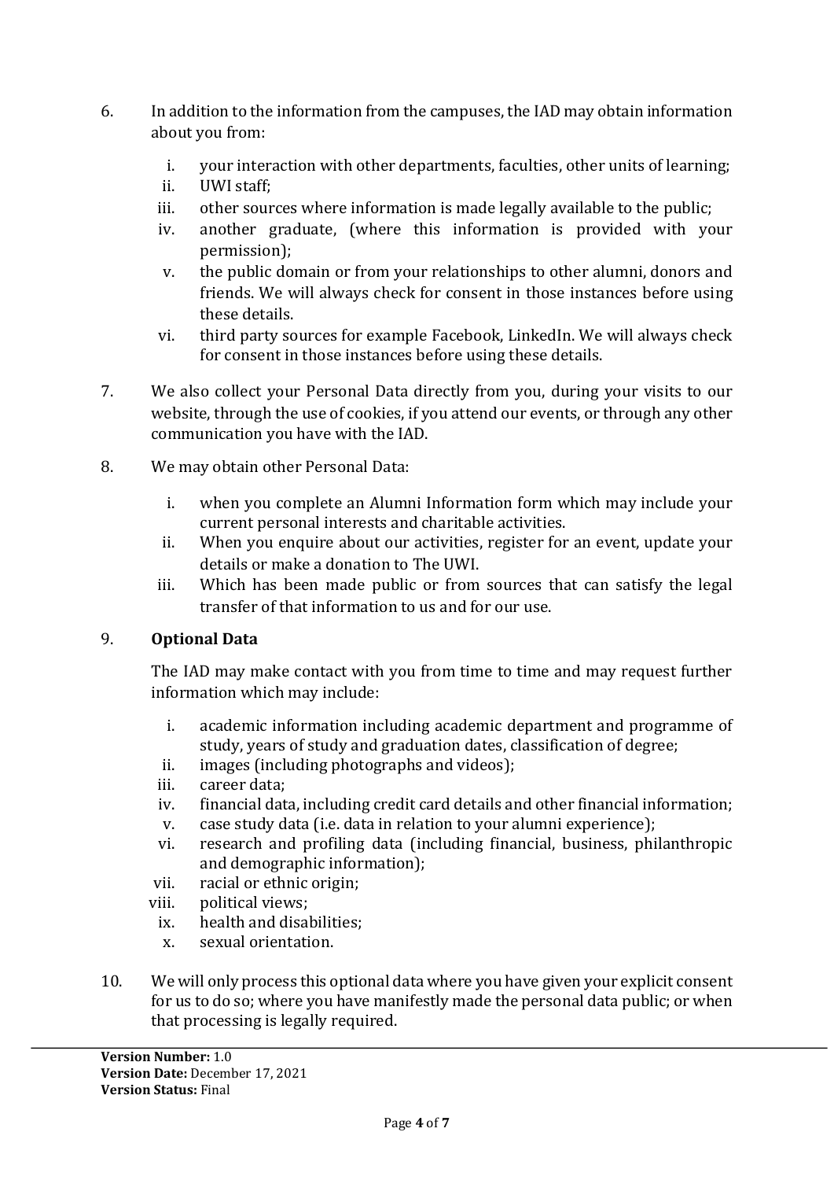6. In addition to the information from the campuses, the IAD may obtain information about you from:

   i. your interaction with other departments, faculties, other units of learning;
   ii. UWI staff;
   iii. other sources where information is made legally available to the public;
   iv. another graduate, (where this information is provided with your permission);
   v. the public domain or from your relationships to other alumni, donors and friends. We will always check for consent in those instances before using these details.
   vi. third party sources for example Facebook, LinkedIn. We will always check for consent in those instances before using these details.

7. We also collect your Personal Data directly from you, during your visits to our website, through the use of cookies, if you attend our events, or through any other communication you have with the IAD.

8. We may obtain other Personal Data:

   i. when you complete an Alumni Information form which may include your current personal interests and charitable activities.
   ii. When you enquire about our activities, register for an event, update your details or make a donation to The UWI.
   iii. Which has been made public or from sources that can satisfy the legal transfer of that information to us and for our use.

9. **Optional Data**

   The IAD may make contact with you from time to time and may request further information which may include:

   i. academic information including academic department and programme of study, years of study and graduation dates, classification of degree;
   ii. images (including photographs and videos);
   iii. career data;
   iv. financial data, including credit card details and other financial information;
   v. case study data (i.e. data in relation to your alumni experience);
   vi. research and profiling data (including financial, business, philanthropic and demographic information);
   vii. racial or ethnic origin;
   viii. political views;
   ix. health and disabilities;
   x. sexual orientation.

10. We will only process this optional data where you have given your explicit consent for us to do so; where you have manifestly made the personal data public; or when that processing is legally required.

**Version Number:** 1.0
**Version Date:** December 17, 2021
**Version Status:** Final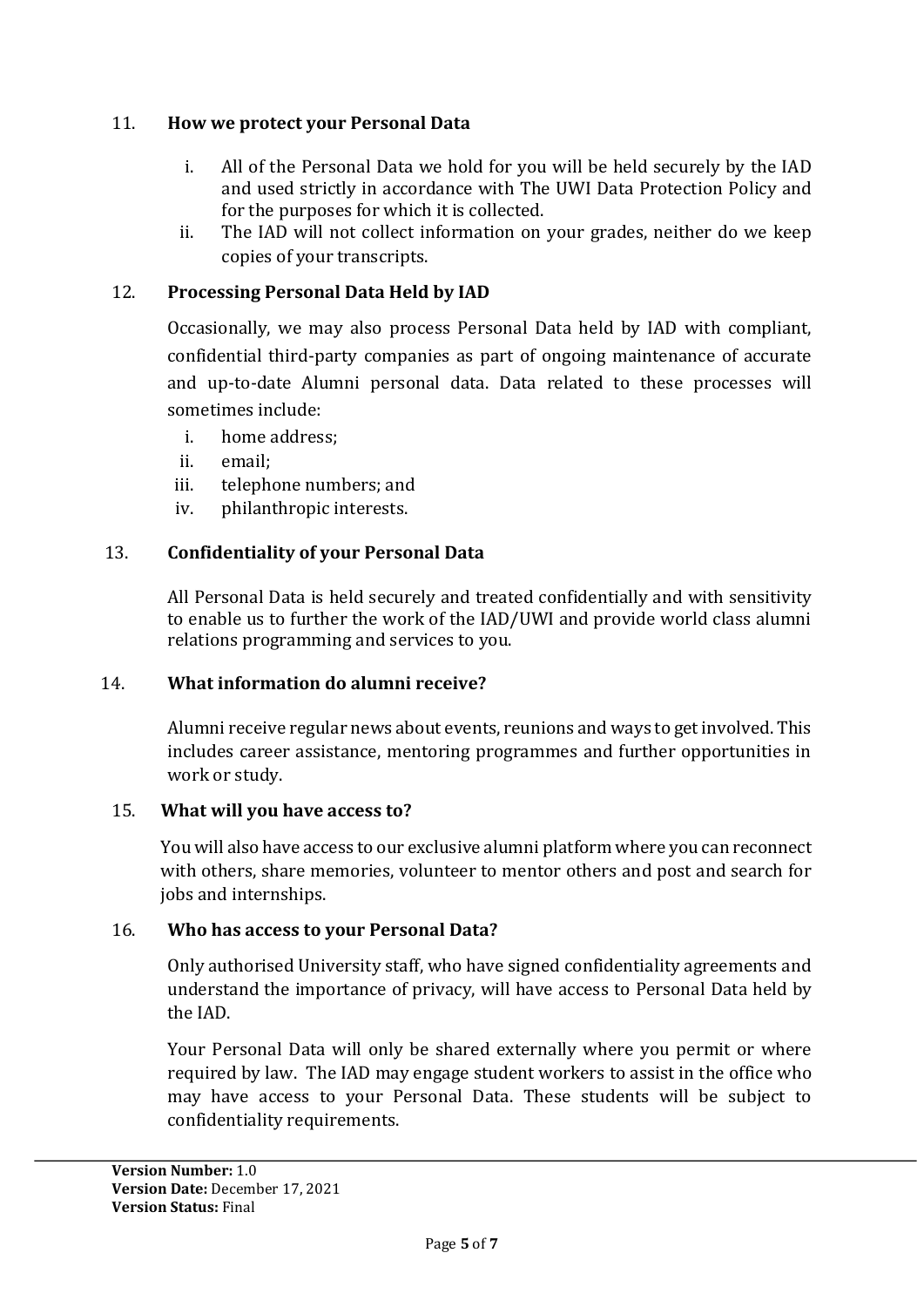## 11. How we protect your Personal Data

i. All of the Personal Data we hold for you will be held securely by the IAD and used strictly in accordance with The UWI Data Protection Policy and for the purposes for which it is collected.

ii. The IAD will not collect information on your grades, neither do we keep copies of your transcripts.

## 12. Processing Personal Data Held by IAD

Occasionally, we may also process Personal Data held by IAD with compliant, confidential third-party companies as part of ongoing maintenance of accurate and up-to-date Alumni personal data. Data related to these processes will sometimes include:

i. home address;
ii. email;
iii. telephone numbers; and
iv. philanthropic interests.

## 13. Confidentiality of your Personal Data

All Personal Data is held securely and treated confidentially and with sensitivity to enable us to further the work of the IAD/UWI and provide world class alumni relations programming and services to you.

## 14. What information do alumni receive?

Alumni receive regular news about events, reunions and ways to get involved. This includes career assistance, mentoring programmes and further opportunities in work or study.

## 15. What will you have access to?

You will also have access to our exclusive alumni platform where you can reconnect with others, share memories, volunteer to mentor others and post and search for jobs and internships.

## 16. Who has access to your Personal Data?

Only authorised University staff, who have signed confidentiality agreements and understand the importance of privacy, will have access to Personal Data held by the IAD.

Your Personal Data will only be shared externally where you permit or where required by law. The IAD may engage student workers to assist in the office who may have access to your Personal Data. These students will be subject to confidentiality requirements.

**Version Number:** 1.0
**Version Date:** December 17, 2021
**Version Status:** Final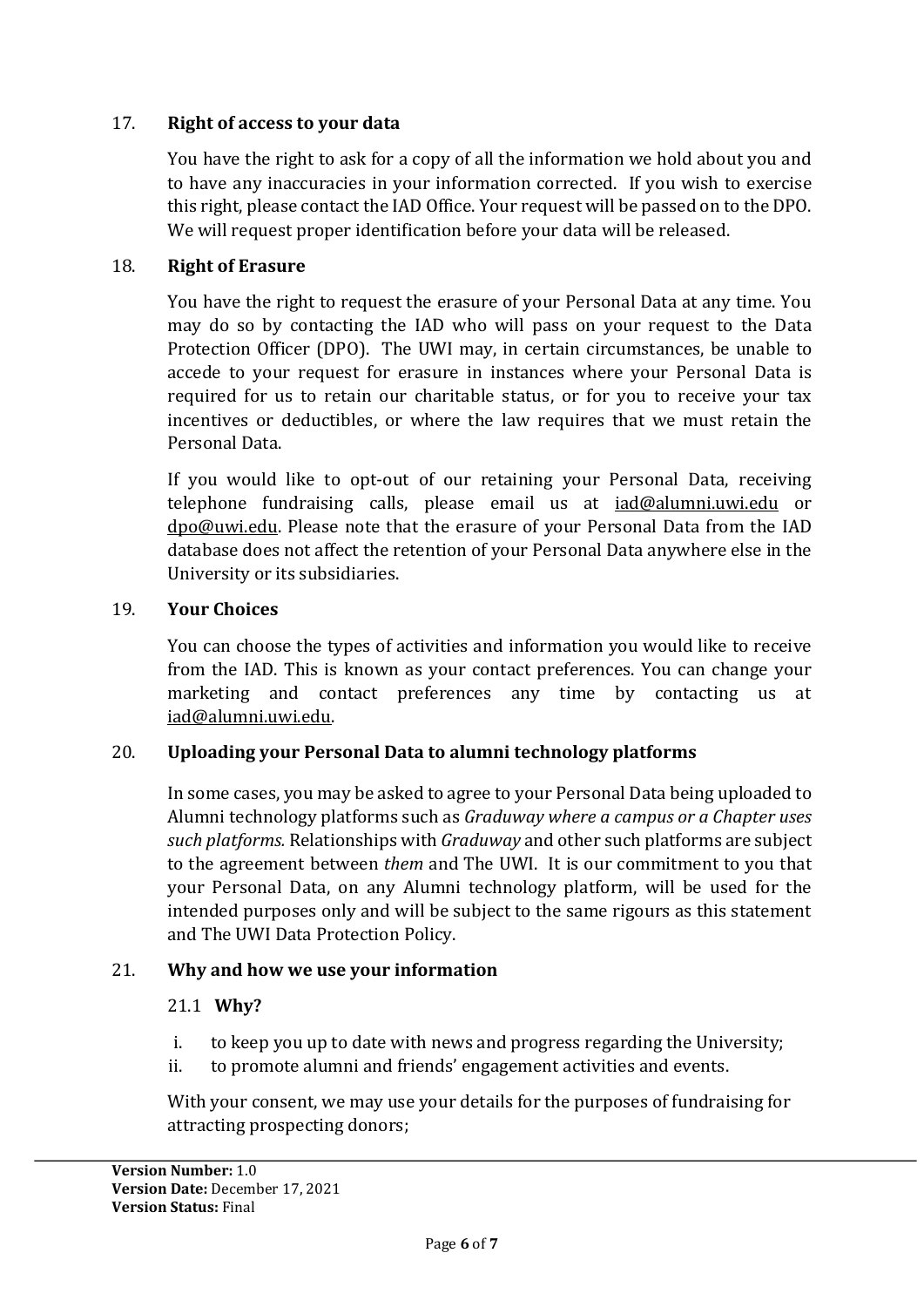## 17. Right of access to your data

You have the right to ask for a copy of all the information we hold about you and to have any inaccuracies in your information corrected. If you wish to exercise this right, please contact the IAD Office. Your request will be passed on to the DPO. We will request proper identification before your data will be released.

## 18. Right of Erasure

You have the right to request the erasure of your Personal Data at any time. You may do so by contacting the IAD who will pass on your request to the Data Protection Officer (DPO). The UWI may, in certain circumstances, be unable to accede to your request for erasure in instances where your Personal Data is required for us to retain our charitable status, or for you to receive your tax incentives or deductibles, or where the law requires that we must retain the Personal Data.

If you would like to opt-out of our retaining your Personal Data, receiving telephone fundraising calls, please email us at iad@alumni.uwi.edu or dpo@uwi.edu. Please note that the erasure of your Personal Data from the IAD database does not affect the retention of your Personal Data anywhere else in the University or its subsidiaries.

## 19. Your Choices

You can choose the types of activities and information you would like to receive from the IAD. This is known as your contact preferences. You can change your marketing and contact preferences any time by contacting us at iad@alumni.uwi.edu.

## 20. Uploading your Personal Data to alumni technology platforms

In some cases, you may be asked to agree to your Personal Data being uploaded to Alumni technology platforms such as *Graduway where a campus or a Chapter uses such platforms.* Relationships with *Graduway* and other such platforms are subject to the agreement between *them* and The UWI. It is our commitment to you that your Personal Data, on any Alumni technology platform, will be used for the intended purposes only and will be subject to the same rigours as this statement and The UWI Data Protection Policy.

## 21. Why and how we use your information

### 21.1 Why?

i. to keep you up to date with news and progress regarding the University;
ii. to promote alumni and friends' engagement activities and events.

With your consent, we may use your details for the purposes of fundraising for attracting prospecting donors;

**Version Number:** 1.0
**Version Date:** December 17, 2021
**Version Status:** Final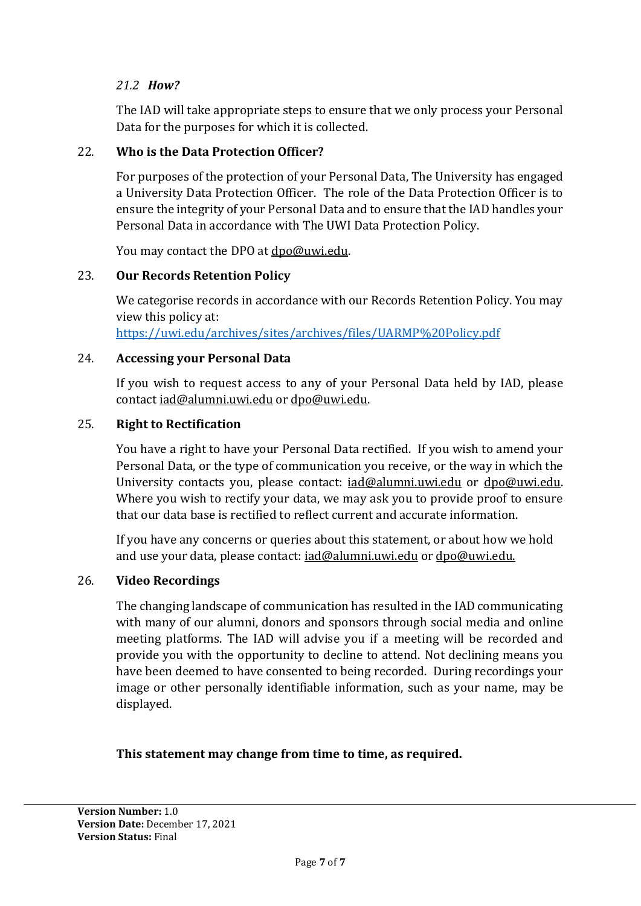### *21.2 How?*

The IAD will take appropriate steps to ensure that we only process your Personal Data for the purposes for which it is collected.

## 22. Who is the Data Protection Officer?

For purposes of the protection of your Personal Data, The University has engaged a University Data Protection Officer. The role of the Data Protection Officer is to ensure the integrity of your Personal Data and to ensure that the IAD handles your Personal Data in accordance with The UWI Data Protection Policy.

You may contact the DPO at dpo@uwi.edu.

## 23. Our Records Retention Policy

We categorise records in accordance with our Records Retention Policy. You may view this policy at: https://uwi.edu/archives/sites/archives/files/UARMP%20Policy.pdf

## 24. Accessing your Personal Data

If you wish to request access to any of your Personal Data held by IAD, please contact iad@alumni.uwi.edu or dpo@uwi.edu.

## 25. Right to Rectification

You have a right to have your Personal Data rectified. If you wish to amend your Personal Data, or the type of communication you receive, or the way in which the University contacts you, please contact: iad@alumni.uwi.edu or dpo@uwi.edu. Where you wish to rectify your data, we may ask you to provide proof to ensure that our data base is rectified to reflect current and accurate information.

If you have any concerns or queries about this statement, or about how we hold and use your data, please contact: iad@alumni.uwi.edu or dpo@uwi.edu.

## 26. Video Recordings

The changing landscape of communication has resulted in the IAD communicating with many of our alumni, donors and sponsors through social media and online meeting platforms. The IAD will advise you if a meeting will be recorded and provide you with the opportunity to decline to attend. Not declining means you have been deemed to have consented to being recorded. During recordings your image or other personally identifiable information, such as your name, may be displayed.

**This statement may change from time to time, as required.**

**Version Number:** 1.0
**Version Date:** December 17, 2021
**Version Status:** Final